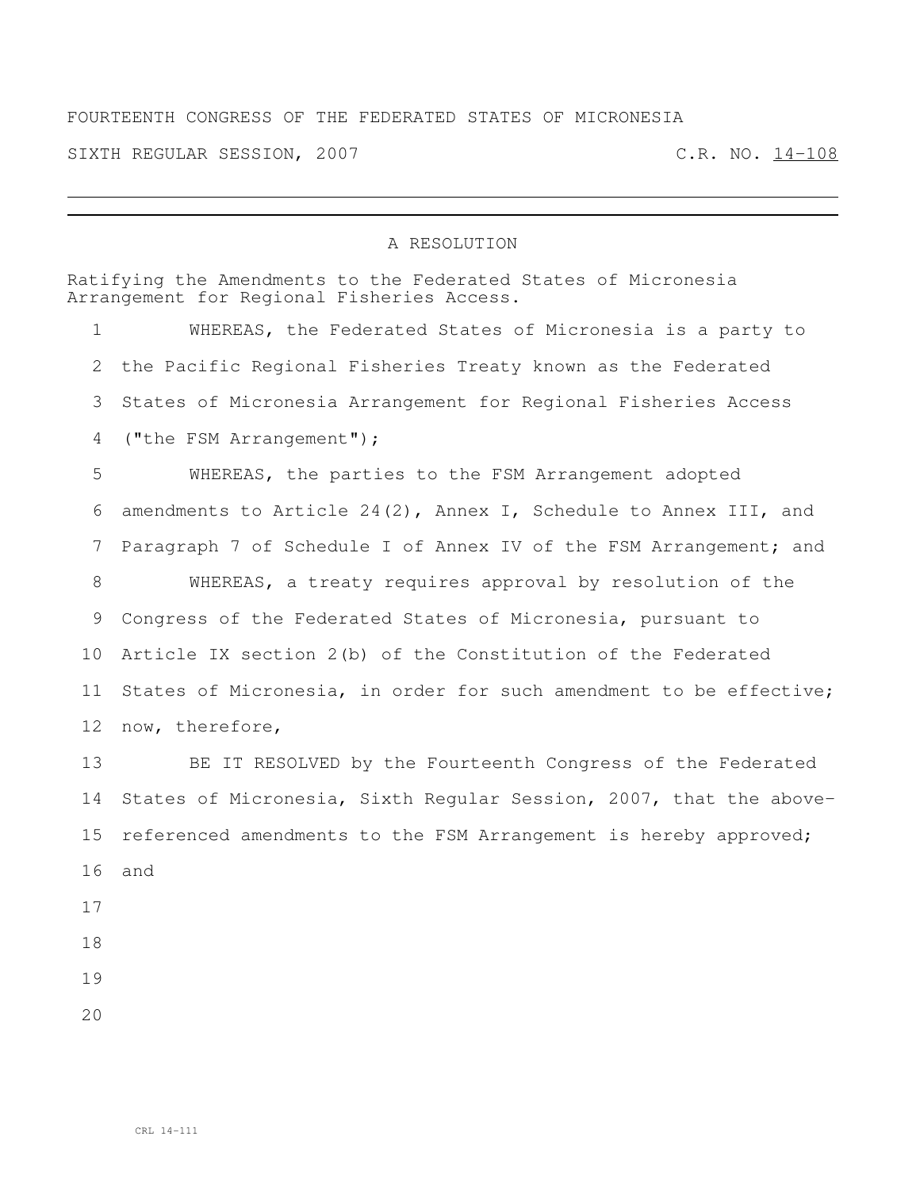FOURTEENTH CONGRESS OF THE FEDERATED STATES OF MICRONESIA

SIXTH REGULAR SESSION, 2007 C.R. NO. 14-108

# A RESOLUTION

Ratifying the Amendments to the Federated States of Micronesia Arrangement for Regional Fisheries Access.

WHEREAS, the Federated States of Micronesia is a party to the Pacific Regional Fisheries Treaty known as the Federated States of Micronesia Arrangement for Regional Fisheries Access ("the FSM Arrangement");

WHEREAS, the parties to the FSM Arrangement adopted amendments to Article 24(2), Annex I, Schedule to Annex III, and Paragraph 7 of Schedule I of Annex IV of the FSM Arrangement; and

WHEREAS, a treaty requires approval by resolution of the Congress of the Federated States of Micronesia, pursuant to Article IX section 2(b) of the Constitution of the Federated States of Micronesia, in order for such amendment to be effective; now, therefore,

BE IT RESOLVED by the Fourteenth Congress of the Federated States of Micronesia, Sixth Regular Session, 2007, that the above-referenced amendments to the FSM Arrangement is hereby approved; and

CRL 14-111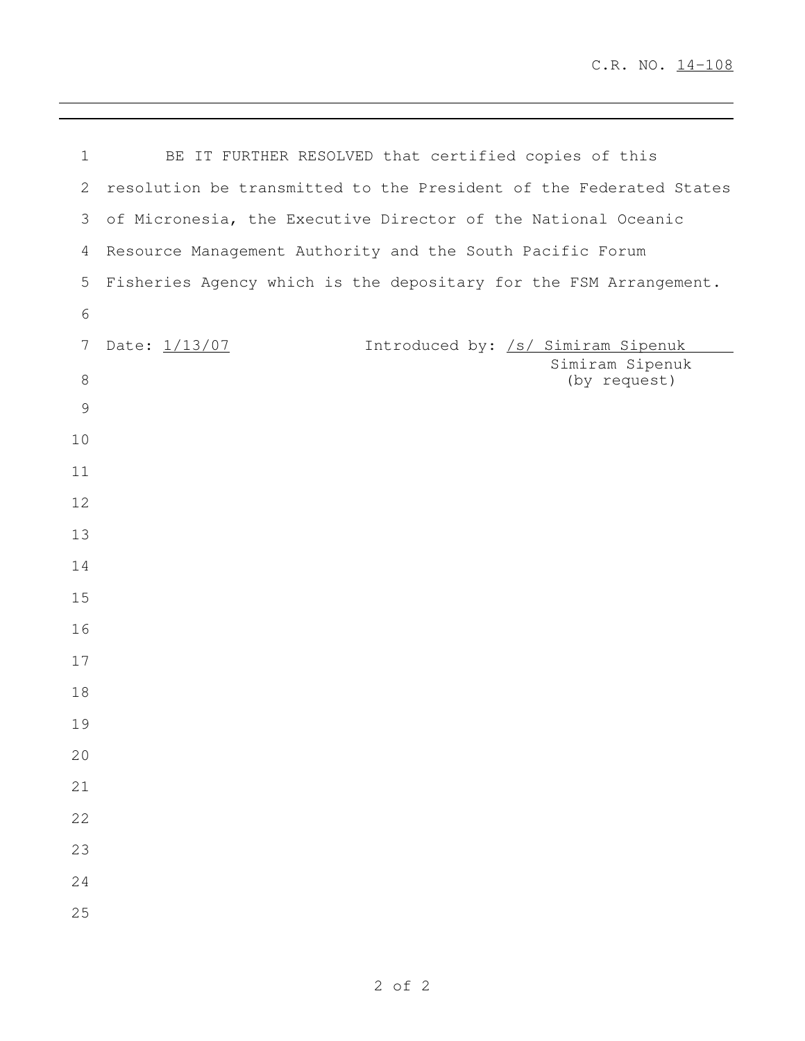C.R. NO. 14-108

BE IT FURTHER RESOLVED that certified copies of this resolution be transmitted to the President of the Federated States of Micronesia, the Executive Director of the National Oceanic Resource Management Authority and the South Pacific Forum Fisheries Agency which is the depositary for the FSM Arrangement.

Date: 1/13/07

Introduced by: /s/ Simiram Sipenuk
Simiram Sipenuk
(by request)